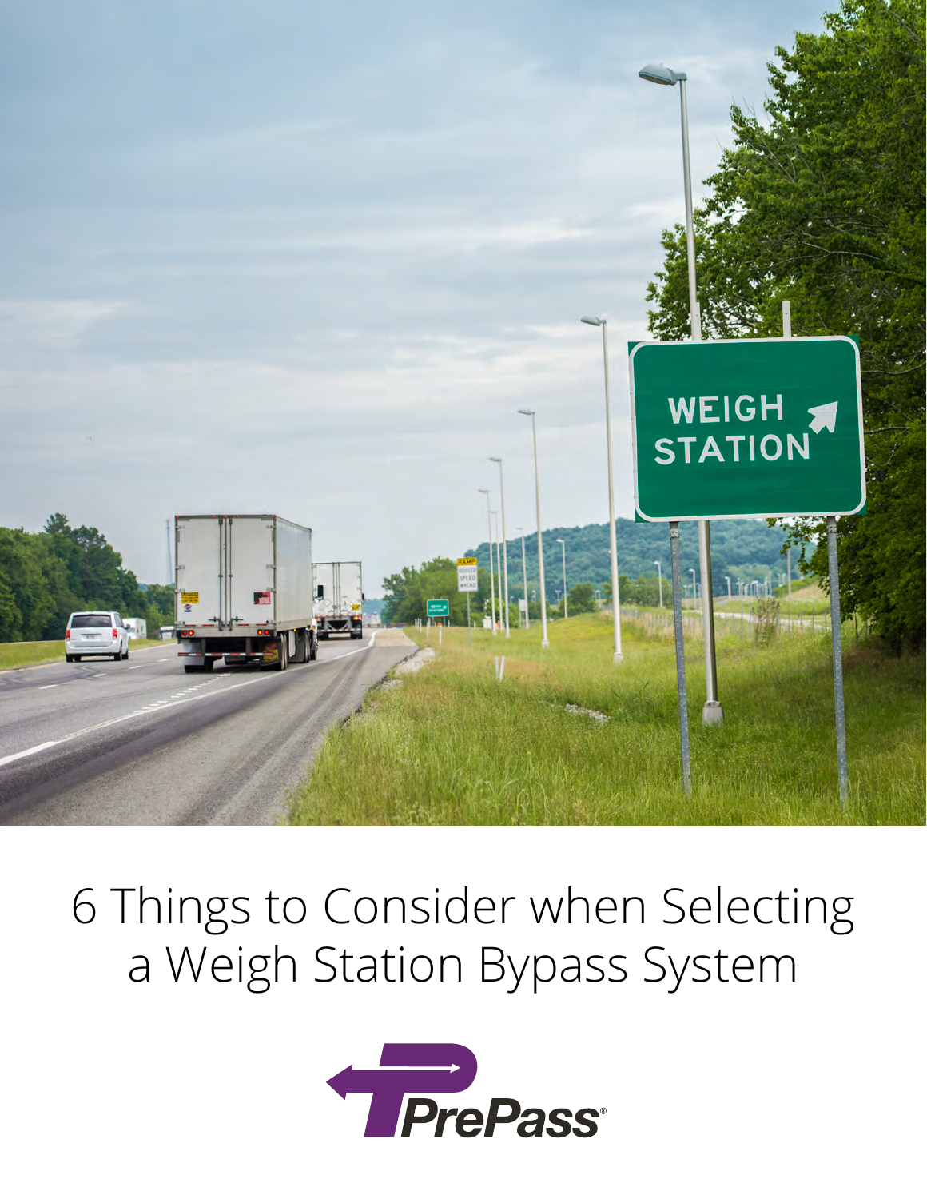# 6 Things to Consider when Selecting a Weigh Station Bypass System

PrePass®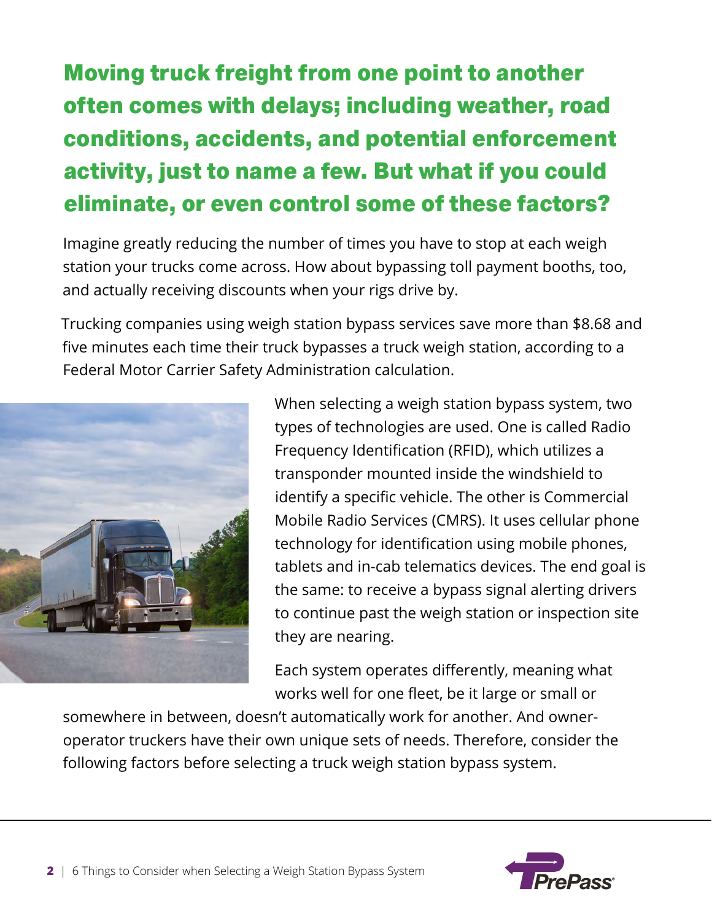**Moving truck freight from one point to another often comes with delays; including weather, road conditions, accidents, and potential enforcement activity, just to name a few. But what if you could eliminate, or even control some of these factors?**

Imagine greatly reducing the number of times you have to stop at each weigh station your trucks come across. How about bypassing toll payment booths, too, and actually receiving discounts when your rigs drive by.

Trucking companies using weigh station bypass services save more than $8.68 and five minutes each time their truck bypasses a truck weigh station, according to a Federal Motor Carrier Safety Administration calculation.

When selecting a weigh station bypass system, two types of technologies are used. One is called Radio Frequency Identification (RFID), which utilizes a transponder mounted inside the windshield to identify a specific vehicle. The other is Commercial Mobile Radio Services (CMRS). It uses cellular phone technology for identification using mobile phones, tablets and in-cab telematics devices. The end goal is the same: to receive a bypass signal alerting drivers to continue past the weigh station or inspection site they are nearing.

Each system operates differently, meaning what works well for one fleet, be it large or small or somewhere in between, doesn't automatically work for another. And owner-operator truckers have their own unique sets of needs. Therefore, consider the following factors before selecting a truck weigh station bypass system.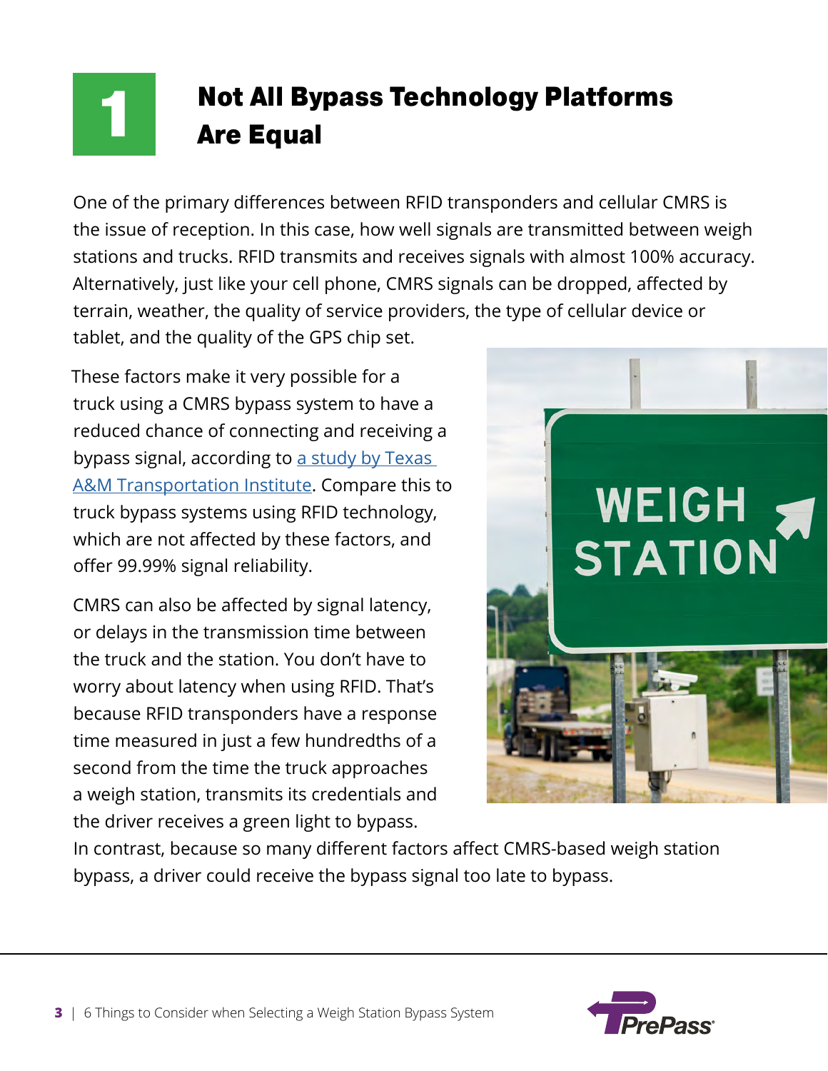# 1 Not All Bypass Technology Platforms Are Equal

One of the primary differences between RFID transponders and cellular CMRS is the issue of reception. In this case, how well signals are transmitted between weigh stations and trucks. RFID transmits and receives signals with almost 100% accuracy. Alternatively, just like your cell phone, CMRS signals can be dropped, affected by terrain, weather, the quality of service providers, the type of cellular device or tablet, and the quality of the GPS chip set.

These factors make it very possible for a truck using a CMRS bypass system to have a reduced chance of connecting and receiving a bypass signal, according to [a study by Texas A&M Transportation Institute](). Compare this to truck bypass systems using RFID technology, which are not affected by these factors, and offer 99.99% signal reliability.

CMRS can also be affected by signal latency, or delays in the transmission time between the truck and the station. You don't have to worry about latency when using RFID. That's because RFID transponders have a response time measured in just a few hundredths of a second from the time the truck approaches a weigh station, transmits its credentials and the driver receives a green light to bypass. In contrast, because so many different factors affect CMRS-based weigh station bypass, a driver could receive the bypass signal too late to bypass.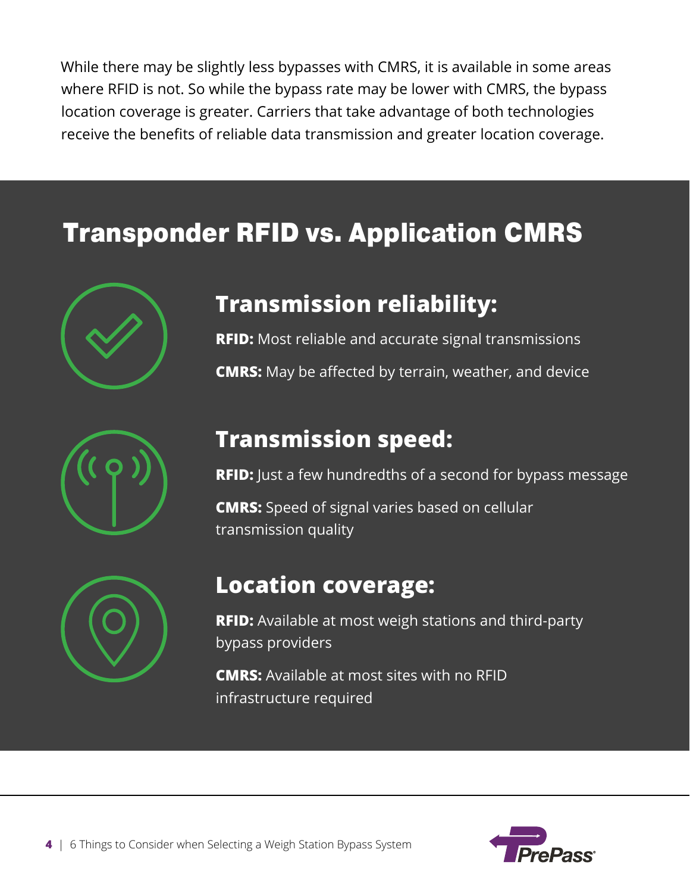While there may be slightly less bypasses with CMRS, it is available in some areas where RFID is not. So while the bypass rate may be lower with CMRS, the bypass location coverage is greater. Carriers that take advantage of both technologies receive the benefits of reliable data transmission and greater location coverage.

## Transponder RFID vs. Application CMRS

### Transmission reliability:

**RFID:** Most reliable and accurate signal transmissions

**CMRS:** May be affected by terrain, weather, and device

### Transmission speed:

**RFID:** Just a few hundredths of a second for bypass message

**CMRS:** Speed of signal varies based on cellular transmission quality

### Location coverage:

**RFID:** Available at most weigh stations and third-party bypass providers

**CMRS:** Available at most sites with no RFID infrastructure required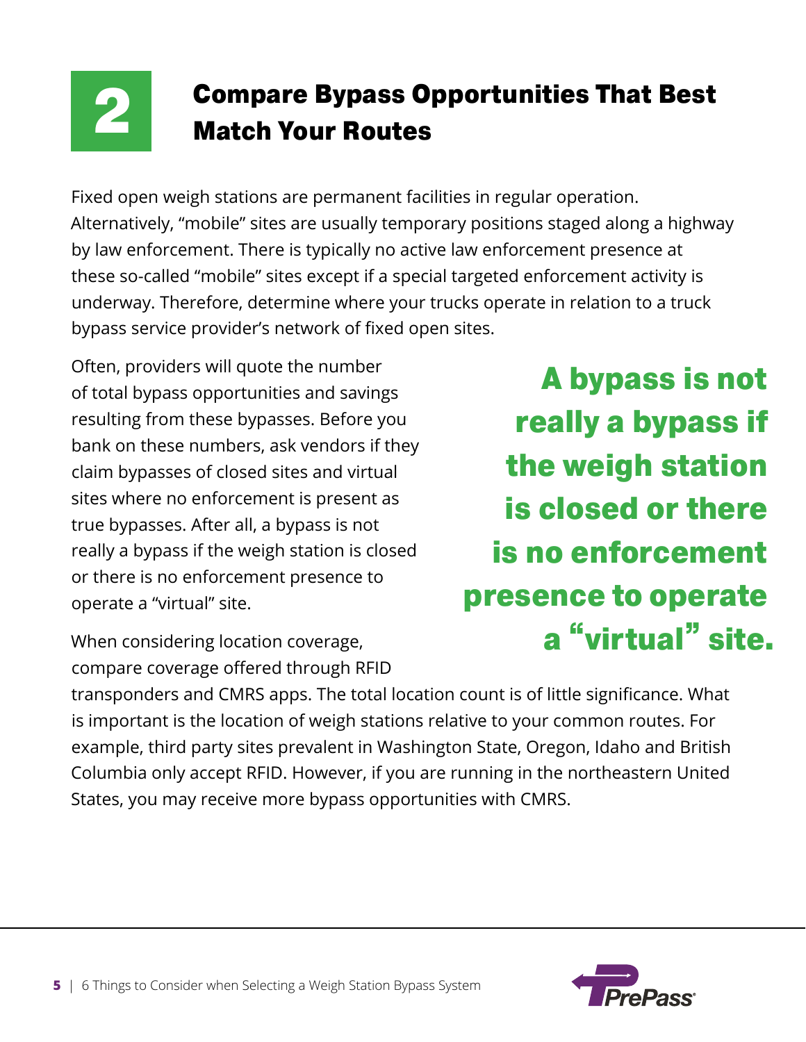## 2 Compare Bypass Opportunities That Best Match Your Routes

Fixed open weigh stations are permanent facilities in regular operation. Alternatively, "mobile" sites are usually temporary positions staged along a highway by law enforcement. There is typically no active law enforcement presence at these so-called "mobile" sites except if a special targeted enforcement activity is underway. Therefore, determine where your trucks operate in relation to a truck bypass service provider's network of fixed open sites.

Often, providers will quote the number of total bypass opportunities and savings resulting from these bypasses. Before you bank on these numbers, ask vendors if they claim bypasses of closed sites and virtual sites where no enforcement is present as true bypasses. After all, a bypass is not really a bypass if the weigh station is closed or there is no enforcement presence to operate a "virtual" site.

**A bypass is not really a bypass if the weigh station is closed or there is no enforcement presence to operate a "virtual" site.**

When considering location coverage, compare coverage offered through RFID transponders and CMRS apps. The total location count is of little significance. What is important is the location of weigh stations relative to your common routes. For example, third party sites prevalent in Washington State, Oregon, Idaho and British Columbia only accept RFID. However, if you are running in the northeastern United States, you may receive more bypass opportunities with CMRS.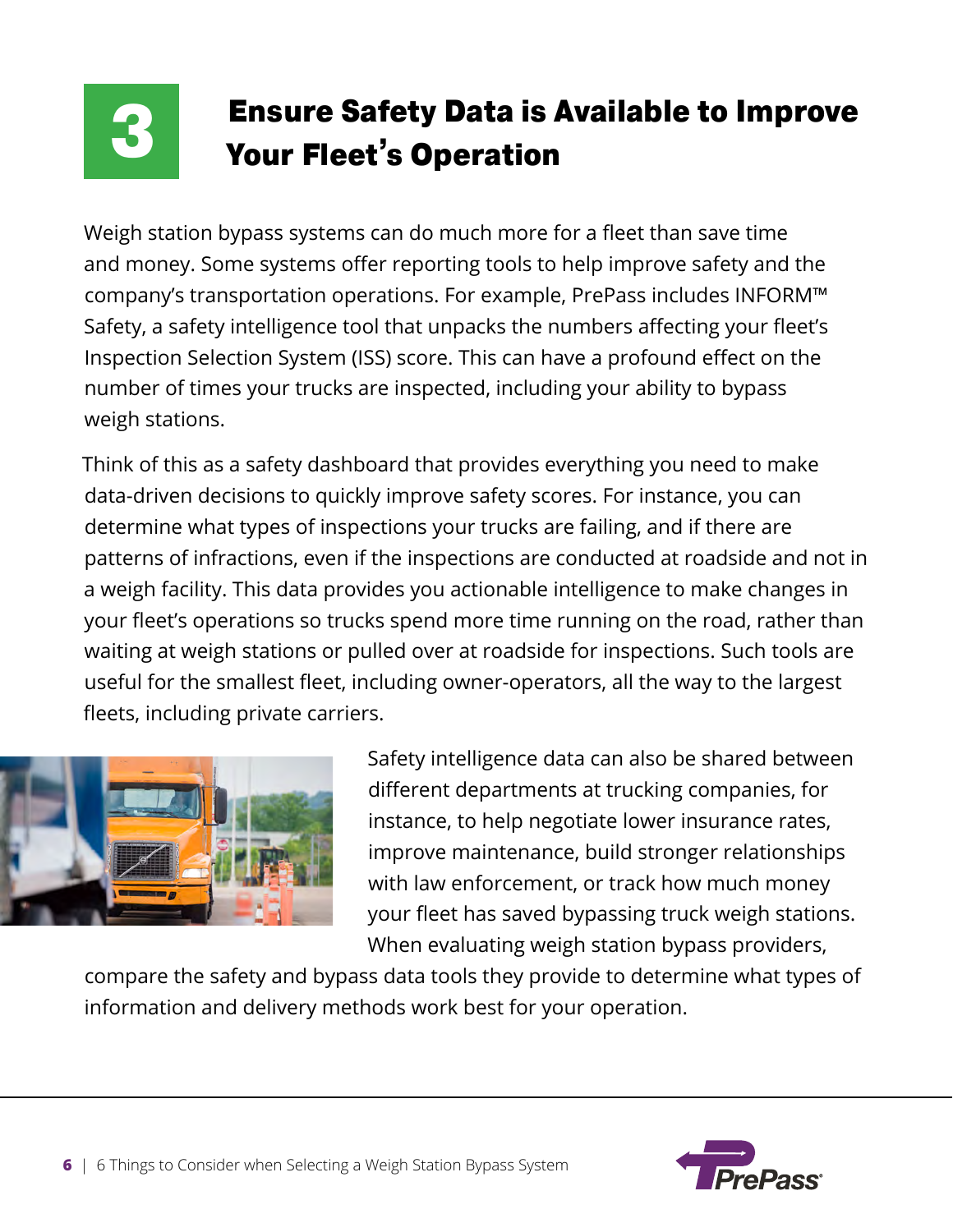# 3 Ensure Safety Data is Available to Improve Your Fleet's Operation

Weigh station bypass systems can do much more for a fleet than save time and money. Some systems offer reporting tools to help improve safety and the company's transportation operations. For example, PrePass includes INFORM™ Safety, a safety intelligence tool that unpacks the numbers affecting your fleet's Inspection Selection System (ISS) score. This can have a profound effect on the number of times your trucks are inspected, including your ability to bypass weigh stations.

Think of this as a safety dashboard that provides everything you need to make data-driven decisions to quickly improve safety scores. For instance, you can determine what types of inspections your trucks are failing, and if there are patterns of infractions, even if the inspections are conducted at roadside and not in a weigh facility. This data provides you actionable intelligence to make changes in your fleet's operations so trucks spend more time running on the road, rather than waiting at weigh stations or pulled over at roadside for inspections. Such tools are useful for the smallest fleet, including owner-operators, all the way to the largest fleets, including private carriers.

Safety intelligence data can also be shared between different departments at trucking companies, for instance, to help negotiate lower insurance rates, improve maintenance, build stronger relationships with law enforcement, or track how much money your fleet has saved bypassing truck weigh stations. When evaluating weigh station bypass providers, compare the safety and bypass data tools they provide to determine what types of information and delivery methods work best for your operation.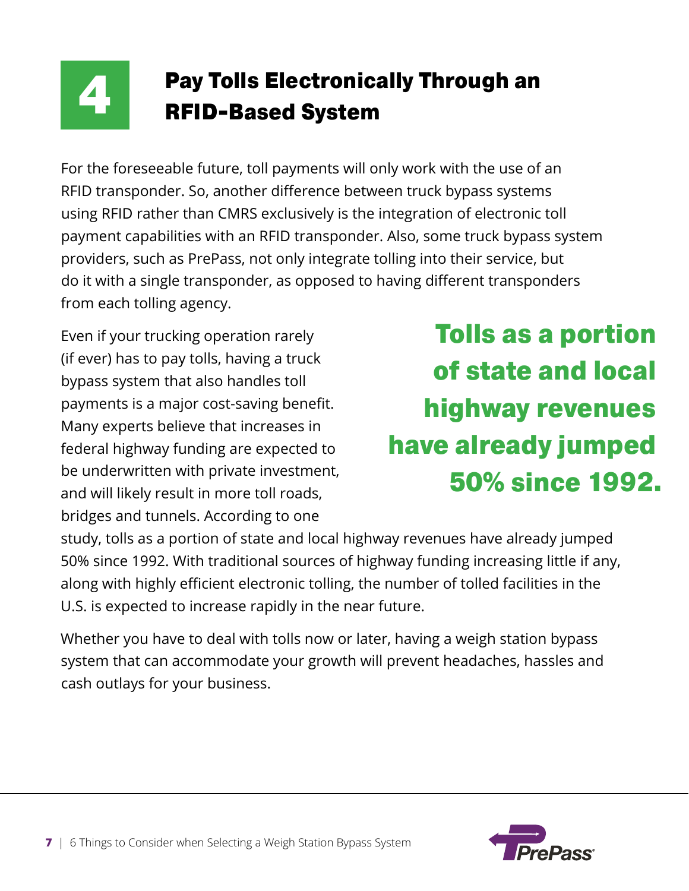## 4 Pay Tolls Electronically Through an RFID-Based System

For the foreseeable future, toll payments will only work with the use of an RFID transponder. So, another difference between truck bypass systems using RFID rather than CMRS exclusively is the integration of electronic toll payment capabilities with an RFID transponder. Also, some truck bypass system providers, such as PrePass, not only integrate tolling into their service, but do it with a single transponder, as opposed to having different transponders from each tolling agency.

Even if your trucking operation rarely (if ever) has to pay tolls, having a truck bypass system that also handles toll payments is a major cost-saving benefit. Many experts believe that increases in federal highway funding are expected to be underwritten with private investment, and will likely result in more toll roads, bridges and tunnels. According to one study, tolls as a portion of state and local highway revenues have already jumped 50% since 1992. With traditional sources of highway funding increasing little if any, along with highly efficient electronic tolling, the number of tolled facilities in the U.S. is expected to increase rapidly in the near future.

**Tolls as a portion of state and local highway revenues have already jumped 50% since 1992.**

Whether you have to deal with tolls now or later, having a weigh station bypass system that can accommodate your growth will prevent headaches, hassles and cash outlays for your business.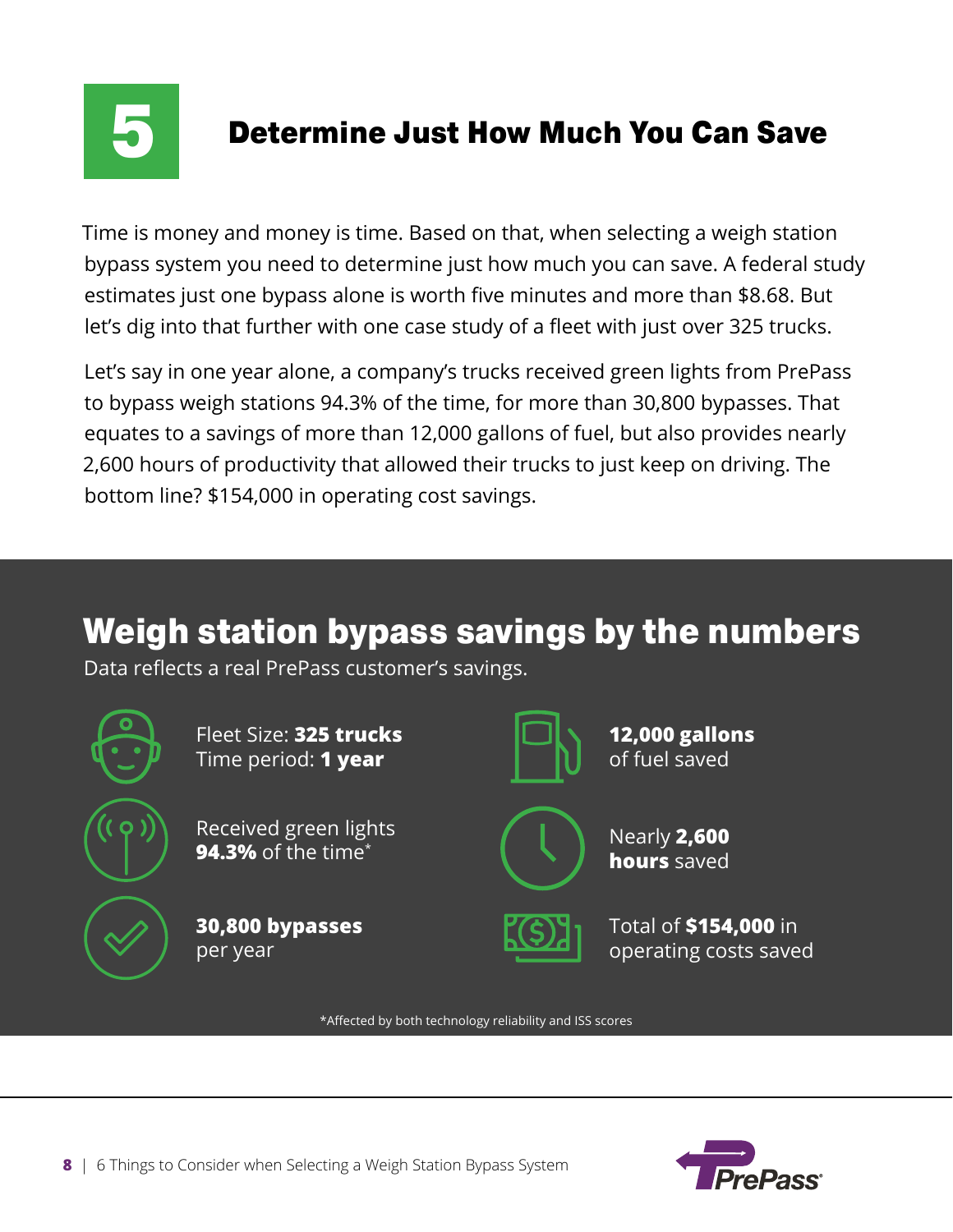## 5 Determine Just How Much You Can Save

Time is money and money is time. Based on that, when selecting a weigh station bypass system you need to determine just how much you can save. A federal study estimates just one bypass alone is worth five minutes and more than $8.68. But let's dig into that further with one case study of a fleet with just over 325 trucks.

Let's say in one year alone, a company's trucks received green lights from PrePass to bypass weigh stations 94.3% of the time, for more than 30,800 bypasses. That equates to a savings of more than 12,000 gallons of fuel, but also provides nearly 2,600 hours of productivity that allowed their trucks to just keep on driving. The bottom line? $154,000 in operating cost savings.

## Weigh station bypass savings by the numbers

Data reflects a real PrePass customer's savings.

- Fleet Size: **325 trucks**
  Time period: **1 year**
- Received green lights **94.3%** of the time*
- **30,800 bypasses** per year
- **12,000 gallons** of fuel saved
- Nearly **2,600 hours** saved
- Total of **$154,000** in operating costs saved

*Affected by both technology reliability and ISS scores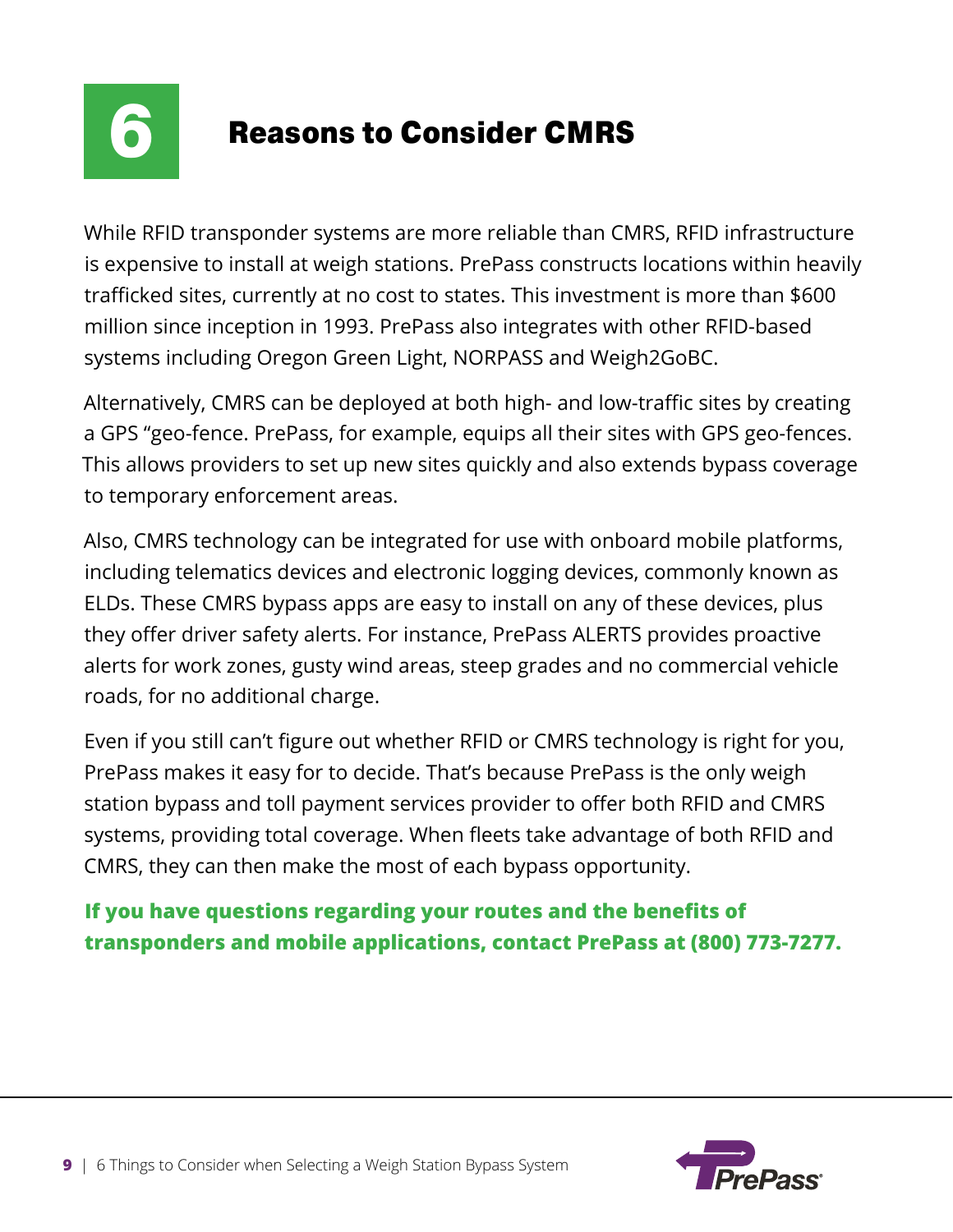# 6 Reasons to Consider CMRS

While RFID transponder systems are more reliable than CMRS, RFID infrastructure is expensive to install at weigh stations. PrePass constructs locations within heavily trafficked sites, currently at no cost to states. This investment is more than $600 million since inception in 1993. PrePass also integrates with other RFID-based systems including Oregon Green Light, NORPASS and Weigh2GoBC.

Alternatively, CMRS can be deployed at both high- and low-traffic sites by creating a GPS "geo-fence. PrePass, for example, equips all their sites with GPS geo-fences. This allows providers to set up new sites quickly and also extends bypass coverage to temporary enforcement areas.

Also, CMRS technology can be integrated for use with onboard mobile platforms, including telematics devices and electronic logging devices, commonly known as ELDs. These CMRS bypass apps are easy to install on any of these devices, plus they offer driver safety alerts. For instance, PrePass ALERTS provides proactive alerts for work zones, gusty wind areas, steep grades and no commercial vehicle roads, for no additional charge.

Even if you still can't figure out whether RFID or CMRS technology is right for you, PrePass makes it easy for to decide. That's because PrePass is the only weigh station bypass and toll payment services provider to offer both RFID and CMRS systems, providing total coverage. When fleets take advantage of both RFID and CMRS, they can then make the most of each bypass opportunity.

**If you have questions regarding your routes and the benefits of transponders and mobile applications, contact PrePass at (800) 773-7277.**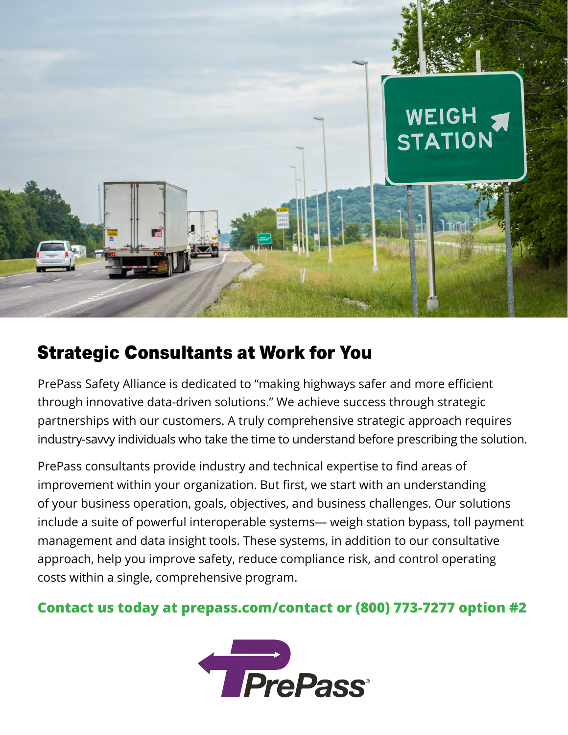## Strategic Consultants at Work for You

PrePass Safety Alliance is dedicated to "making highways safer and more efficient through innovative data-driven solutions." We achieve success through strategic partnerships with our customers. A truly comprehensive strategic approach requires industry-savvy individuals who take the time to understand before prescribing the solution.

PrePass consultants provide industry and technical expertise to find areas of improvement within your organization. But first, we start with an understanding of your business operation, goals, objectives, and business challenges. Our solutions include a suite of powerful interoperable systems— weigh station bypass, toll payment management and data insight tools. These systems, in addition to our consultative approach, help you improve safety, reduce compliance risk, and control operating costs within a single, comprehensive program.

**Contact us today at prepass.com/contact or (800) 773-7277 option #2**